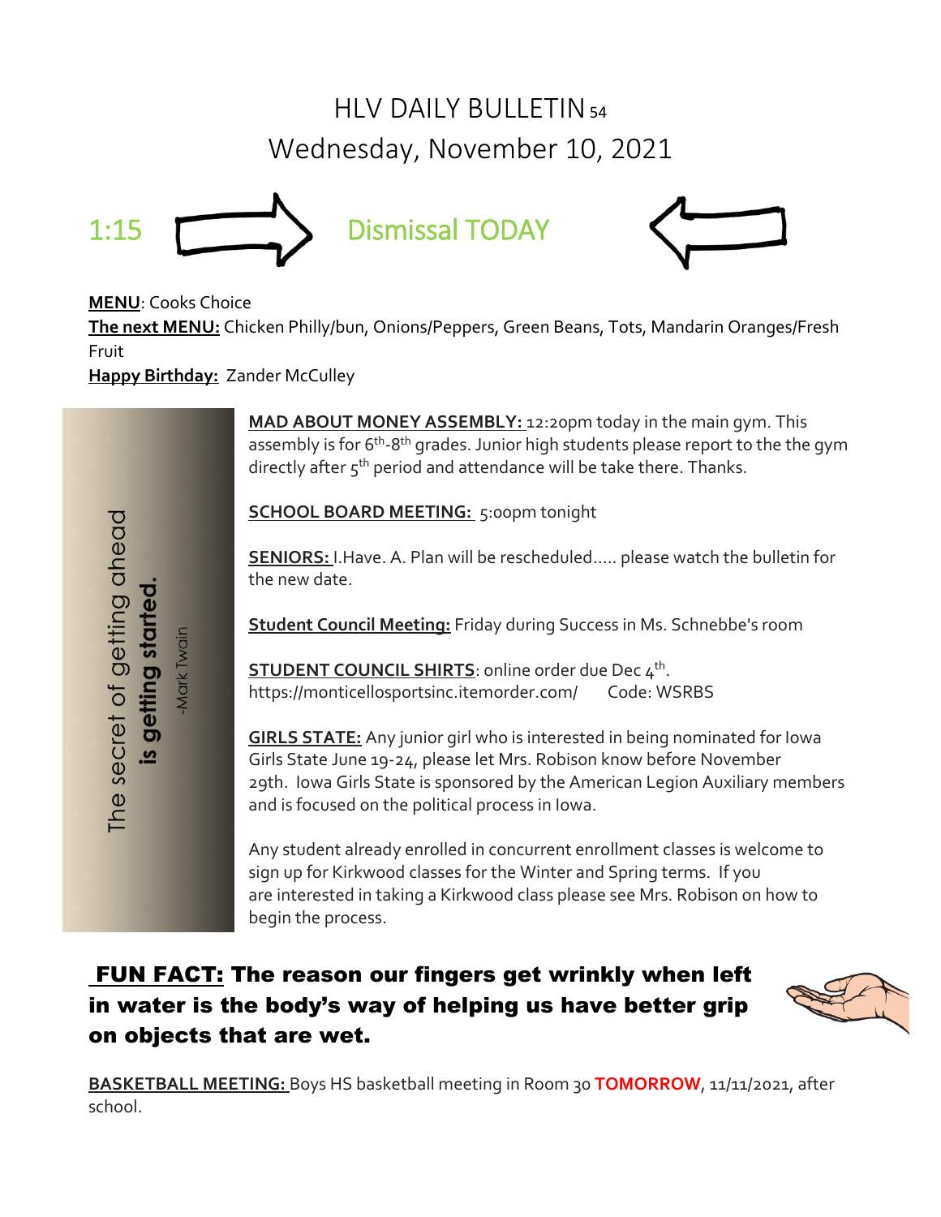# HLV DAILY BULLETIN 54

## Wednesday, November 10, 2021

**1:15 → Dismissal TODAY ←**

**MENU**: Cooks Choice

**The next MENU:** Chicken Philly/bun, Onions/Peppers, Green Beans, Tots, Mandarin Oranges/Fresh Fruit

**Happy Birthday:** Zander McCulley

The secret of getting ahead **is getting started.**

-Mark Twain

**MAD ABOUT MONEY ASSEMBLY:** 12:20pm today in the main gym. This assembly is for 6th-8th grades. Junior high students please report to the the gym directly after 5th period and attendance will be take there. Thanks.

**SCHOOL BOARD MEETING:** 5:00pm tonight

**SENIORS:** I.Have. A. Plan will be rescheduled..... please watch the bulletin for the new date.

**Student Council Meeting:** Friday during Success in Ms. Schnebbe's room

**STUDENT COUNCIL SHIRTS**: online order due Dec 4th.
https://monticellosportsinc.itemorder.com/ Code: WSRBS

**GIRLS STATE:** Any junior girl who is interested in being nominated for Iowa Girls State June 19-24, please let Mrs. Robison know before November 29th. Iowa Girls State is sponsored by the American Legion Auxiliary members and is focused on the political process in Iowa.

Any student already enrolled in concurrent enrollment classes is welcome to sign up for Kirkwood classes for the Winter and Spring terms. If you are interested in taking a Kirkwood class please see Mrs. Robison on how to begin the process.

**FUN FACT: The reason our fingers get wrinkly when left in water is the body's way of helping us have better grip on objects that are wet.**

**BASKETBALL MEETING:** Boys HS basketball meeting in Room 30 **TOMORROW**, 11/11/2021, after school.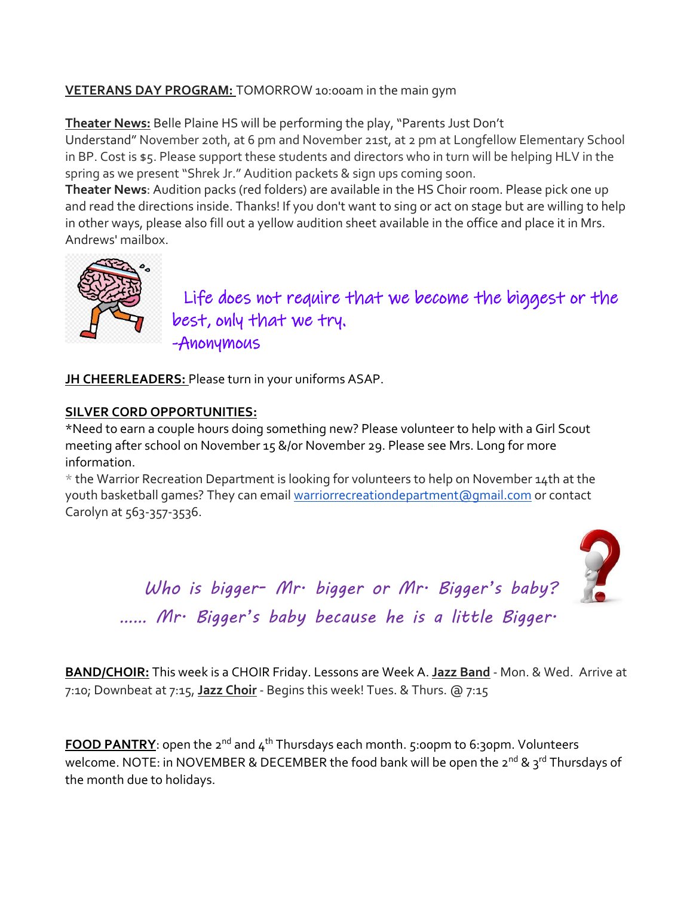**VETERANS DAY PROGRAM:** TOMORROW 10:00am in the main gym

**Theater News:** Belle Plaine HS will be performing the play, "Parents Just Don't Understand" November 20th, at 6 pm and November 21st, at 2 pm at Longfellow Elementary School in BP. Cost is $5. Please support these students and directors who in turn will be helping HLV in the spring as we present "Shrek Jr." Audition packets & sign ups coming soon.

**Theater News**: Audition packs (red folders) are available in the HS Choir room. Please pick one up and read the directions inside. Thanks! If you don't want to sing or act on stage but are willing to help in other ways, please also fill out a yellow audition sheet available in the office and place it in Mrs. Andrews' mailbox.

Life does not require that we become the biggest or the best, only that we try.
-Anonymous

**JH CHEERLEADERS:** Please turn in your uniforms ASAP.

**SILVER CORD OPPORTUNITIES:**

*Need to earn a couple hours doing something new? Please volunteer to help with a Girl Scout meeting after school on November 15 &/or November 29. Please see Mrs. Long for more information.

* the Warrior Recreation Department is looking for volunteers to help on November 14th at the youth basketball games? They can email warriorrecreationdepartment@gmail.com or contact Carolyn at 563-357-3536.

*Who is bigger- Mr. bigger or Mr. Bigger's baby?*
*...... Mr. Bigger's baby because he is a little Bigger.*

**BAND/CHOIR:** This week is a CHOIR Friday. Lessons are Week A. **Jazz Band** - Mon. & Wed. Arrive at 7:10; Downbeat at 7:15, **Jazz Choir** - Begins this week! Tues. & Thurs. @ 7:15

**FOOD PANTRY**: open the 2nd and 4th Thursdays each month. 5:00pm to 6:30pm. Volunteers welcome. NOTE: in NOVEMBER & DECEMBER the food bank will be open the 2nd & 3rd Thursdays of the month due to holidays.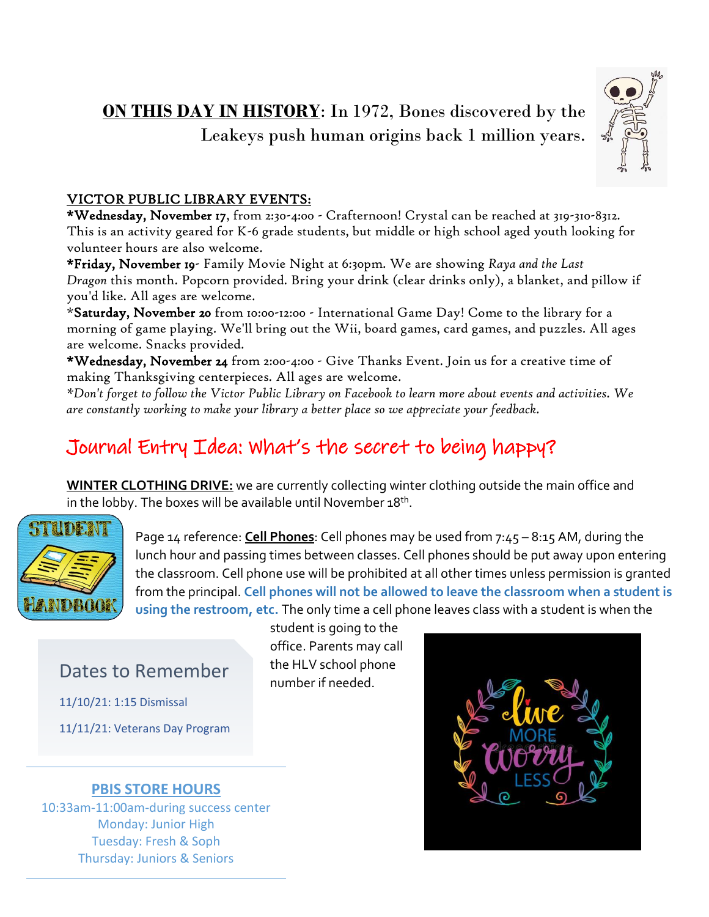**ON THIS DAY IN HISTORY**: In 1972, Bones discovered by the Leakeys push human origins back 1 million years.

**VICTOR PUBLIC LIBRARY EVENTS:**

*​**Wednesday, November 17**, from 2:30-4:00 - Crafternoon! Crystal can be reached at 319-310-8312. This is an activity geared for K-6 grade students, but middle or high school aged youth looking for volunteer hours are also welcome.

*​**Friday, November 19**- Family Movie Night at 6:30pm. We are showing *Raya and the Last Dragon* this month. Popcorn provided. Bring your drink (clear drinks only), a blanket, and pillow if you'd like. All ages are welcome.

*​**Saturday, November 20** from 10:00-12:00 - International Game Day! Come to the library for a morning of game playing. We'll bring out the Wii, board games, card games, and puzzles. All ages are welcome. Snacks provided.

*​**Wednesday, November 24** from 2:00-4:00 - Give Thanks Event. Join us for a creative time of making Thanksgiving centerpieces. All ages are welcome.

*\*Don't forget to follow the Victor Public Library on Facebook to learn more about events and activities. We are constantly working to make your library a better place so we appreciate your feedback.*

## Journal Entry Idea: What's the secret to being happy?

**WINTER CLOTHING DRIVE:** we are currently collecting winter clothing outside the main office and in the lobby. The boxes will be available until November 18th.

Page 14 reference: **Cell Phones**: Cell phones may be used from 7:45 – 8:15 AM, during the lunch hour and passing times between classes. Cell phones should be put away upon entering the classroom. Cell phone use will be prohibited at all other times unless permission is granted from the principal. **Cell phones will not be allowed to leave the classroom when a student is using the restroom, etc.** The only time a cell phone leaves class with a student is when the student is going to the office. Parents may call the HLV school phone number if needed.

### Dates to Remember

11/10/21: 1:15 Dismissal

11/11/21: Veterans Day Program

**PBIS STORE HOURS**

10:33am-11:00am-during success center

Monday: Junior High

Tuesday: Fresh & Soph

Thursday: Juniors & Seniors

live MORE worry LESS